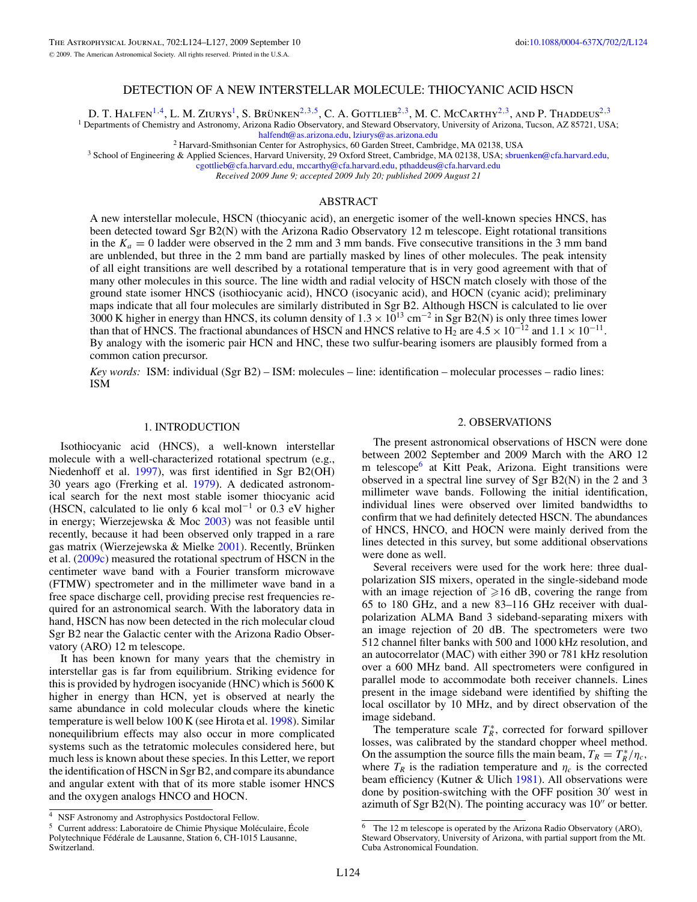# DETECTION OF A NEW INTERSTELLAR MOLECULE: THIOCYANIC ACID HSCN

D. T. Halfen[1,4], L. M. Ziurys[1], S. Brünken[2,3,5], C. A. Gottlieb[2,3], M. C. McCarthy[2,3], and P. Thaddeus[2,3]

[1] Departments of Chemistry and Astronomy, Arizona Radio Observatory, and Steward Observatory, University of Arizona, Tucson, AZ 85721, USA; halfendt@as.arizona.edu, lziurys@as.arizona.edu

[2] Harvard-Smithsonian Center for Astrophysics, 60 Garden Street, Cambridge, MA 02138, USA

[3] School of Engineering & Applied Sciences, Harvard University, 29 Oxford Street, Cambridge, MA 02138, USA; sbruenken@cfa.harvard.edu, cgottlieb@cfa.harvard.edu, mccarthy@cfa.harvard.edu, pthaddeus@cfa.harvard.edu

*Received 2009 June 9; accepted 2009 July 20; published 2009 August 21*

## ABSTRACT

A new interstellar molecule, HSCN (thiocyanic acid), an energetic isomer of the well-known species HNCS, has been detected toward Sgr B2(N) with the Arizona Radio Observatory 12 m telescope. Eight rotational transitions in the $K_a = 0$ ladder were observed in the 2 mm and 3 mm bands. Five consecutive transitions in the 3 mm band are unblended, but three in the 2 mm band are partially masked by lines of other molecules. The peak intensity of all eight transitions are well described by a rotational temperature that is in very good agreement with that of many other molecules in this source. The line width and radial velocity of HSCN match closely with those of the ground state isomer HNCS (isothiocyanic acid), HNCO (isocyanic acid), and HOCN (cyanic acid); preliminary maps indicate that all four molecules are similarly distributed in Sgr B2. Although HSCN is calculated to lie over 3000 K higher in energy than HNCS, its column density of $1.3 \times 10^{13}$ cm$^{-2}$ in Sgr B2(N) is only three times lower than that of HNCS. The fractional abundances of HSCN and HNCS relative to $H_2$ are $4.5 \times 10^{-12}$ and $1.1 \times 10^{-11}$. By analogy with the isomeric pair HCN and HNC, these two sulfur-bearing isomers are plausibly formed from a common cation precursor.

*Key words:* ISM: individual (Sgr B2) – ISM: molecules – line: identification – molecular processes – radio lines: ISM

## 1. INTRODUCTION

Isothiocyanic acid (HNCS), a well-known interstellar molecule with a well-characterized rotational spectrum (e.g., Niedenhoff et al. 1997), was first identified in Sgr B2(OH) 30 years ago (Frerking et al. 1979). A dedicated astronomical search for the next most stable isomer thiocyanic acid (HSCN, calculated to lie only 6 kcal mol$^{-1}$ or 0.3 eV higher in energy; Wierzejewska & Moc 2003) was not feasible until recently, because it had been observed only trapped in a rare gas matrix (Wierzejewska & Mielke 2001). Recently, Brünken et al. (2009c) measured the rotational spectrum of HSCN in the centimeter wave band with a Fourier transform microwave (FTMW) spectrometer and in the millimeter wave band in a free space discharge cell, providing precise rest frequencies required for an astronomical search. With the laboratory data in hand, HSCN has now been detected in the rich molecular cloud Sgr B2 near the Galactic center with the Arizona Radio Observatory (ARO) 12 m telescope.

It has been known for many years that the chemistry in interstellar gas is far from equilibrium. Striking evidence for this is provided by hydrogen isocyanide (HNC) which is 5600 K higher in energy than HCN, yet is observed at nearly the same abundance in cold molecular clouds where the kinetic temperature is well below 100 K (see Hirota et al. 1998). Similar nonequilibrium effects may also occur in more complicated systems such as the tetratomic molecules considered here, but much less is known about these species. In this Letter, we report the identification of HSCN in Sgr B2, and compare its abundance and angular extent with that of its more stable isomer HNCS and the oxygen analogs HNCO and HOCN.

## 2. OBSERVATIONS

The present astronomical observations of HSCN were done between 2002 September and 2009 March with the ARO 12 m telescope[6] at Kitt Peak, Arizona. Eight transitions were observed in a spectral line survey of Sgr B2(N) in the 2 and 3 millimeter wave bands. Following the initial identification, individual lines were observed over limited bandwidths to confirm that we had definitely detected HSCN. The abundances of HNCS, HNCO, and HOCN were mainly derived from the lines detected in this survey, but some additional observations were done as well.

Several receivers were used for the work here: three dual-polarization SIS mixers, operated in the single-sideband mode with an image rejection of $\geqslant$16 dB, covering the range from 65 to 180 GHz, and a new 83–116 GHz receiver with dual-polarization ALMA Band 3 sideband-separating mixers with an image rejection of 20 dB. The spectrometers were two 512 channel filter banks with 500 and 1000 kHz resolution, and an autocorrelator (MAC) with either 390 or 781 kHz resolution over a 600 MHz band. All spectrometers were configured in parallel mode to accommodate both receiver channels. Lines present in the image sideband were identified by shifting the local oscillator by 10 MHz, and by direct observation of the image sideband.

The temperature scale $T_R^*$, corrected for forward spillover losses, was calibrated by the standard chopper wheel method. On the assumption the source fills the main beam, $T_R = T_R^*/\eta_c$, where $T_R$ is the radiation temperature and $\eta_c$ is the corrected beam efficiency (Kutner & Ulich 1981). All observations were done by position-switching with the OFF position 30′ west in azimuth of Sgr B2(N). The pointing accuracy was 10″ or better.

[4] NSF Astronomy and Astrophysics Postdoctoral Fellow.

[5] Current address: Laboratoire de Chimie Physique Moléculaire, École Polytechnique Fédérale de Lausanne, Station 6, CH-1015 Lausanne, Switzerland.

[6] The 12 m telescope is operated by the Arizona Radio Observatory (ARO), Steward Observatory, University of Arizona, with partial support from the Mt. Cuba Astronomical Foundation.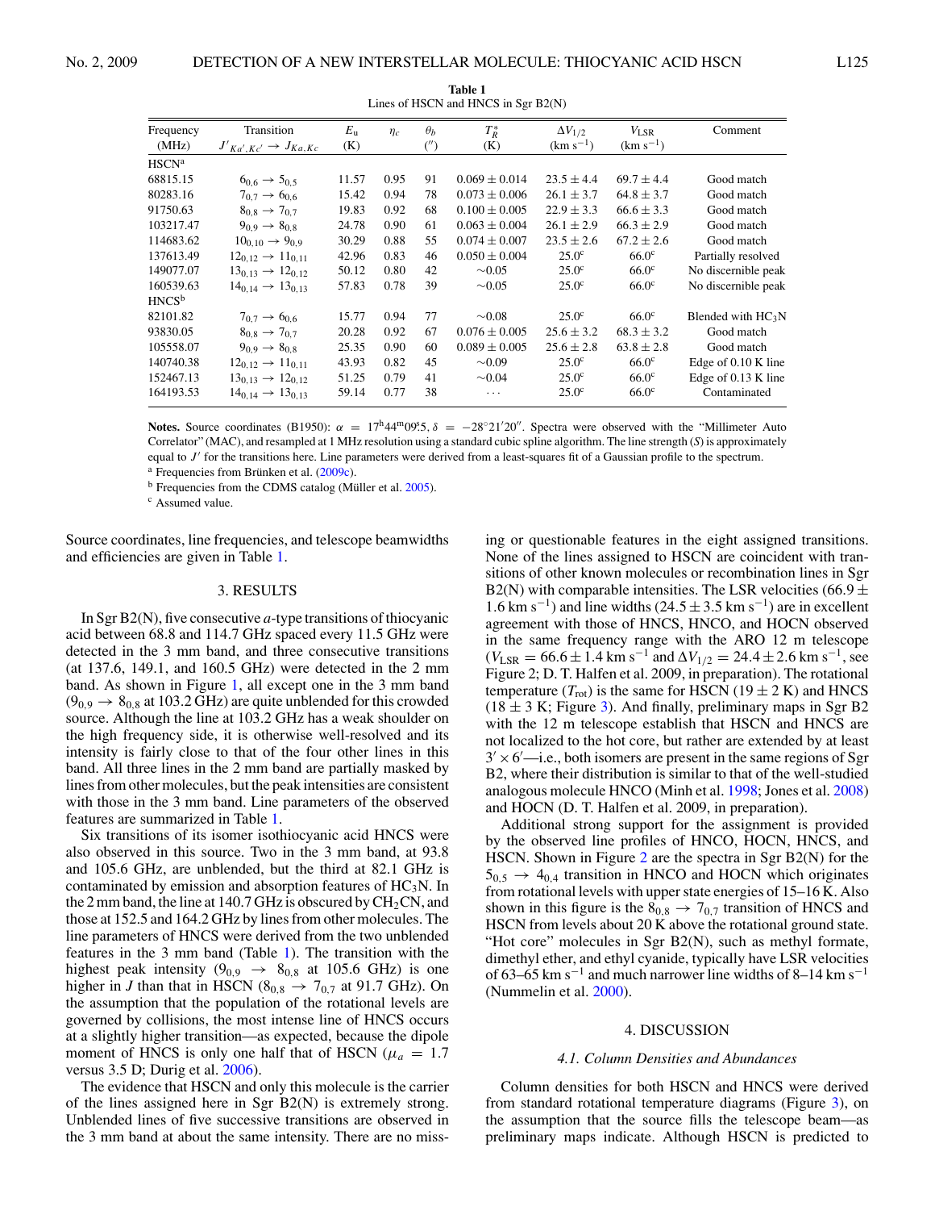**Table 1**
Lines of HSCN and HNCS in Sgr B2(N)

| Frequency (MHz) | Transition $J'_{Ka',Kc'} \rightarrow J_{Ka,Kc}$ | $E_u$ (K) | $\eta_c$ | $\theta_b$ ($''$) | $T_R^*$ (K) | $\Delta V_{1/2}$ (km s$^{-1}$) | $V_{LSR}$ (km s$^{-1}$) | Comment |
|---|---|---|---|---|---|---|---|---|
| HSCN[a] | | | | | | | | |
| 68815.15 | $6_{0,6} \rightarrow 5_{0,5}$ | 11.57 | 0.95 | 91 | $0.069 \pm 0.014$ | $23.5 \pm 4.4$ | $69.7 \pm 4.4$ | Good match |
| 80283.16 | $7_{0,7} \rightarrow 6_{0,6}$ | 15.42 | 0.94 | 78 | $0.073 \pm 0.006$ | $26.1 \pm 3.7$ | $64.8 \pm 3.7$ | Good match |
| 91750.63 | $8_{0,8} \rightarrow 7_{0,7}$ | 19.83 | 0.92 | 68 | $0.100 \pm 0.005$ | $22.9 \pm 3.3$ | $66.6 \pm 3.3$ | Good match |
| 103217.47 | $9_{0,9} \rightarrow 8_{0,8}$ | 24.78 | 0.90 | 61 | $0.063 \pm 0.004$ | $26.1 \pm 2.9$ | $66.3 \pm 2.9$ | Good match |
| 114683.62 | $10_{0,10} \rightarrow 9_{0,9}$ | 30.29 | 0.88 | 55 | $0.074 \pm 0.007$ | $23.5 \pm 2.6$ | $67.2 \pm 2.6$ | Good match |
| 137613.49 | $12_{0,12} \rightarrow 11_{0,11}$ | 42.96 | 0.83 | 46 | $0.050 \pm 0.004$ | 25.0[c] | 66.0[c] | Partially resolved |
| 149077.07 | $13_{0,13} \rightarrow 12_{0,12}$ | 50.12 | 0.80 | 42 | ∼0.05 | 25.0[c] | 66.0[c] | No discernible peak |
| 160539.63 | $14_{0,14} \rightarrow 13_{0,13}$ | 57.83 | 0.78 | 39 | ∼0.05 | 25.0[c] | 66.0[c] | No discernible peak |
| HNCS[b] | | | | | | | | |
| 82101.82 | $7_{0,7} \rightarrow 6_{0,6}$ | 15.77 | 0.94 | 77 | ∼0.08 | 25.0[c] | 66.0[c] | Blended with $HC_3N$ |
| 93830.05 | $8_{0,8} \rightarrow 7_{0,7}$ | 20.28 | 0.92 | 67 | $0.076 \pm 0.005$ | $25.6 \pm 3.2$ | $68.3 \pm 3.2$ | Good match |
| 105558.07 | $9_{0,9} \rightarrow 8_{0,8}$ | 25.35 | 0.90 | 60 | $0.089 \pm 0.005$ | $25.6 \pm 2.8$ | $63.8 \pm 2.8$ | Good match |
| 140740.38 | $12_{0,12} \rightarrow 11_{0,11}$ | 43.93 | 0.82 | 45 | ∼0.09 | 25.0[c] | 66.0[c] | Edge of 0.10 K line |
| 152467.13 | $13_{0,13} \rightarrow 12_{0,12}$ | 51.25 | 0.79 | 41 | ∼0.04 | 25.0[c] | 66.0[c] | Edge of 0.13 K line |
| 164193.53 | $14_{0,14} \rightarrow 13_{0,13}$ | 59.14 | 0.77 | 38 | ··· | 25.0[c] | 66.0[c] | Contaminated |

**Notes.** Source coordinates (B1950): $\alpha = 17^h44^m09^s.5$, $\delta = -28°21'20''$. Spectra were observed with the "Millimeter Auto Correlator" (MAC), and resampled at 1 MHz resolution using a standard cubic spline algorithm. The line strength ($S$) is approximately equal to $J'$ for the transitions here. Line parameters were derived from a least-squares fit of a Gaussian profile to the spectrum.

[a] Frequencies from Brünken et al. (2009c).

[b] Frequencies from the CDMS catalog (Müller et al. 2005).

[c] Assumed value.

Source coordinates, line frequencies, and telescope beamwidths and efficiencies are given in Table 1.

## 3. RESULTS

In Sgr B2(N), five consecutive *a*-type transitions of thiocyanic acid between 68.8 and 114.7 GHz spaced every 11.5 GHz were detected in the 3 mm band, and three consecutive transitions (at 137.6, 149.1, and 160.5 GHz) were detected in the 2 mm band. As shown in Figure 1, all except one in the 3 mm band ($9_{0,9} \rightarrow 8_{0,8}$ at 103.2 GHz) are quite unblended for this crowded source. Although the line at 103.2 GHz has a weak shoulder on the high frequency side, it is otherwise well-resolved and its intensity is fairly close to that of the four other lines in this band. All three lines in the 2 mm band are partially masked by lines from other molecules, but the peak intensities are consistent with those in the 3 mm band. Line parameters of the observed features are summarized in Table 1.

Six transitions of its isomer isothiocyanic acid HNCS were also observed in this source. Two in the 3 mm band, at 93.8 and 105.6 GHz, are unblended, but the third at 82.1 GHz is contaminated by emission and absorption features of $HC_3N$. In the 2 mm band, the line at 140.7 GHz is obscured by $CH_2CN$, and those at 152.5 and 164.2 GHz by lines from other molecules. The line parameters of HNCS were derived from the two unblended features in the 3 mm band (Table 1). The transition with the highest peak intensity ($9_{0,9} \rightarrow 8_{0,8}$ at 105.6 GHz) is one higher in $J$ than that in HSCN ($8_{0,8} \rightarrow 7_{0,7}$ at 91.7 GHz). On the assumption that the population of the rotational levels are governed by collisions, the most intense line of HNCS occurs at a slightly higher transition—as expected, because the dipole moment of HNCS is only one half that of HSCN ($\mu_a = 1.7$ versus 3.5 D; Durig et al. 2006).

The evidence that HSCN and only this molecule is the carrier of the lines assigned here in Sgr B2(N) is extremely strong. Unblended lines of five successive transitions are observed in the 3 mm band at about the same intensity. There are no missing or questionable features in the eight assigned transitions. None of the lines assigned to HSCN are coincident with transitions of other known molecules or recombination lines in Sgr B2(N) with comparable intensities. The LSR velocities ($66.9 \pm 1.6$ km s$^{-1}$) and line widths ($24.5 \pm 3.5$ km s$^{-1}$) are in excellent agreement with those of HNCS, HNCO, and HOCN observed in the same frequency range with the ARO 12 m telescope ($V_{LSR} = 66.6 \pm 1.4$ km s$^{-1}$ and $\Delta V_{1/2} = 24.4 \pm 2.6$ km s$^{-1}$, see Figure 2; D. T. Halfen et al. 2009, in preparation). The rotational temperature ($T_{rot}$) is the same for HSCN ($19 \pm 2$ K) and HNCS ($18 \pm 3$ K; Figure 3). And finally, preliminary maps in Sgr B2 with the 12 m telescope establish that HSCN and HNCS are not localized to the hot core, but rather are extended by at least $3' \times 6'$—i.e., both isomers are present in the same regions of Sgr B2, where their distribution is similar to that of the well-studied analogous molecule HNCO (Minh et al. 1998; Jones et al. 2008) and HOCN (D. T. Halfen et al. 2009, in preparation).

Additional strong support for the assignment is provided by the observed line profiles of HNCO, HOCN, HNCS, and HSCN. Shown in Figure 2 are the spectra in Sgr B2(N) for the $5_{0,5} \rightarrow 4_{0,4}$ transition in HNCO and HOCN which originates from rotational levels with upper state energies of 15–16 K. Also shown in this figure is the $8_{0,8} \rightarrow 7_{0,7}$ transition of HNCS and HSCN from levels about 20 K above the rotational ground state. "Hot core" molecules in Sgr B2(N), such as methyl formate, dimethyl ether, and ethyl cyanide, typically have LSR velocities of 63–65 km s$^{-1}$ and much narrower line widths of 8–14 km s$^{-1}$ (Nummelin et al. 2000).

## 4. DISCUSSION

### 4.1. Column Densities and Abundances

Column densities for both HSCN and HNCS were derived from standard rotational temperature diagrams (Figure 3), on the assumption that the source fills the telescope beam—as preliminary maps indicate. Although HSCN is predicted to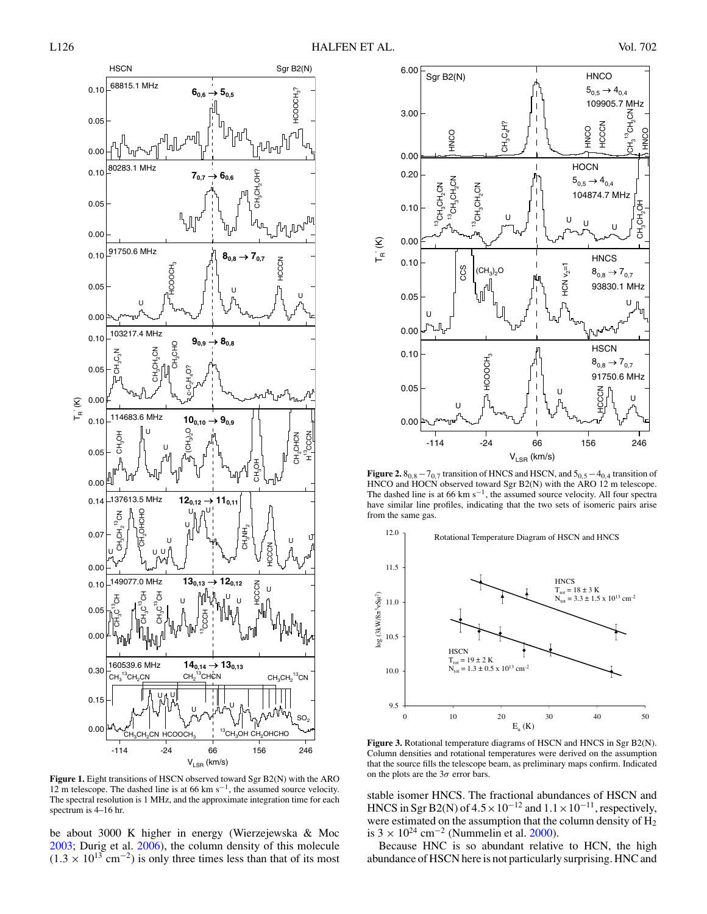**Figure 1.** Eight transitions of HSCN observed toward Sgr B2(N) with the ARO 12 m telescope. The dashed line is at 66 km $s^{-1}$, the assumed source velocity. The spectral resolution is 1 MHz, and the approximate integration time for each spectrum is 4–16 hr.

**Figure 2.** $8_{0,8} - 7_{0,7}$ transition of HNCS and HSCN, and $5_{0,5} - 4_{0,4}$ transition of HNCO and HOCN observed toward Sgr B2(N) with the ARO 12 m telescope. The dashed line is at 66 km $s^{-1}$, the assumed source velocity. All four spectra have similar line profiles, indicating that the two sets of isomeric pairs arise from the same gas.

**Figure 3.** Rotational temperature diagrams of HSCN and HNCS in Sgr B2(N). Column densities and rotational temperatures were derived on the assumption that the source fills the telescope beam, as preliminary maps confirm. Indicated on the plots are the $3\sigma$ error bars.

be about 3000 K higher in energy (Wierzejewska & Moc 2003; Durig et al. 2006), the column density of this molecule ($1.3 \times 10^{13}$ $cm^{-2}$) is only three times less than that of its most stable isomer HNCS. The fractional abundances of HSCN and HNCS in Sgr B2(N) of $4.5 \times 10^{-12}$ and $1.1 \times 10^{-11}$, respectively, were estimated on the assumption that the column density of $H_2$ is $3 \times 10^{24}$ $cm^{-2}$ (Nummelin et al. 2000).

Because HNC is so abundant relative to HCN, the high abundance of HSCN here is not particularly surprising. HNC and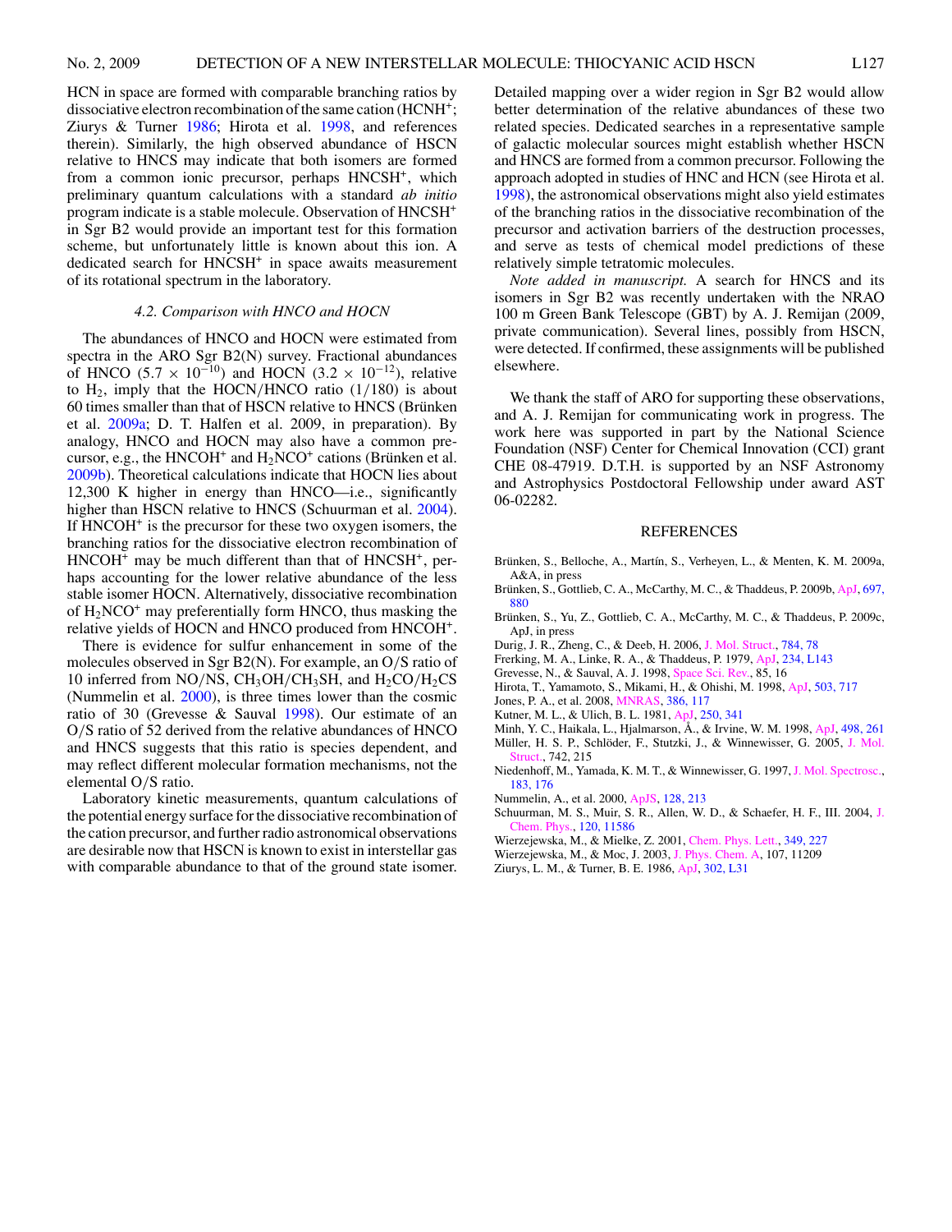HCN in space are formed with comparable branching ratios by dissociative electron recombination of the same cation ($HCNH^+$; Ziurys & Turner 1986; Hirota et al. 1998, and references therein). Similarly, the high observed abundance of HSCN relative to HNCS may indicate that both isomers are formed from a common ionic precursor, perhaps $HNCSH^+$, which preliminary quantum calculations with a standard *ab initio* program indicate is a stable molecule. Observation of $HNCSH^+$ in Sgr B2 would provide an important test for this formation scheme, but unfortunately little is known about this ion. A dedicated search for $HNCSH^+$ in space awaits measurement of its rotational spectrum in the laboratory.

### 4.2. Comparison with HNCO and HOCN

The abundances of HNCO and HOCN were estimated from spectra in the ARO Sgr B2(N) survey. Fractional abundances of HNCO ($5.7 \times 10^{-10}$) and HOCN ($3.2 \times 10^{-12}$), relative to $H_2$, imply that the HOCN/HNCO ratio (1/180) is about 60 times smaller than that of HSCN relative to HNCS (Brünken et al. 2009a; D. T. Halfen et al. 2009, in preparation). By analogy, HNCO and HOCN may also have a common precursor, e.g., the $HNCOH^+$ and $H_2NCO^+$ cations (Brünken et al. 2009b). Theoretical calculations indicate that HOCN lies about 12,300 K higher in energy than HNCO—i.e., significantly higher than HSCN relative to HNCS (Schuurman et al. 2004). If $HNCOH^+$ is the precursor for these two oxygen isomers, the branching ratios for the dissociative electron recombination of $HNCOH^+$ may be much different than that of $HNCSH^+$, perhaps accounting for the lower relative abundance of the less stable isomer HOCN. Alternatively, dissociative recombination of $H_2NCO^+$ may preferentially form HNCO, thus masking the relative yields of HOCN and HNCO produced from $HNCOH^+$.

There is evidence for sulfur enhancement in some of the molecules observed in Sgr B2(N). For example, an O/S ratio of 10 inferred from NO/NS, $CH_3OH/CH_3SH$, and $H_2CO/H_2CS$ (Nummelin et al. 2000), is three times lower than the cosmic ratio of 30 (Grevesse & Sauval 1998). Our estimate of an O/S ratio of 52 derived from the relative abundances of HNCO and HNCS suggests that this ratio is species dependent, and may reflect different molecular formation mechanisms, not the elemental O/S ratio.

Laboratory kinetic measurements, quantum calculations of the potential energy surface for the dissociative recombination of the cation precursor, and further radio astronomical observations are desirable now that HSCN is known to exist in interstellar gas with comparable abundance to that of the ground state isomer. Detailed mapping over a wider region in Sgr B2 would allow better determination of the relative abundances of these two related species. Dedicated searches in a representative sample of galactic molecular sources might establish whether HSCN and HNCS are formed from a common precursor. Following the approach adopted in studies of HNC and HCN (see Hirota et al. 1998), the astronomical observations might also yield estimates of the branching ratios in the dissociative recombination of the precursor and activation barriers of the destruction processes, and serve as tests of chemical model predictions of these relatively simple tetratomic molecules.

*Note added in manuscript.* A search for HNCS and its isomers in Sgr B2 was recently undertaken with the NRAO 100 m Green Bank Telescope (GBT) by A. J. Remijan (2009, private communication). Several lines, possibly from HSCN, were detected. If confirmed, these assignments will be published elsewhere.

We thank the staff of ARO for supporting these observations, and A. J. Remijan for communicating work in progress. The work here was supported in part by the National Science Foundation (NSF) Center for Chemical Innovation (CCI) grant CHE 08-47919. D.T.H. is supported by an NSF Astronomy and Astrophysics Postdoctoral Fellowship under award AST 06-02282.

## REFERENCES

Brünken, S., Belloche, A., Martín, S., Verheyen, L., & Menten, K. M. 2009a, A&A, in press

Brünken, S., Gottlieb, C. A., McCarthy, M. C., & Thaddeus, P. 2009b, ApJ, 697, 880

Brünken, S., Yu, Z., Gottlieb, C. A., McCarthy, M. C., & Thaddeus, P. 2009c, ApJ, in press

Durig, J. R., Zheng, C., & Deeb, H. 2006, J. Mol. Struct., 784, 78

Frerking, M. A., Linke, R. A., & Thaddeus, P. 1979, ApJ, 234, L143

Grevesse, N., & Sauval, A. J. 1998, Space Sci. Rev., 85, 16

Hirota, T., Yamamoto, S., Mikami, H., & Ohishi, M. 1998, ApJ, 503, 717

Jones, P. A., et al. 2008, MNRAS, 386, 117

Kutner, M. L., & Ulich, B. L. 1981, ApJ, 250, 341

Minh, Y. C., Haikala, L., Hjalmarson, Å., & Irvine, W. M. 1998, ApJ, 498, 261

Müller, H. S. P., Schlöder, F., Stutzki, J., & Winnewisser, G. 2005, J. Mol. Struct., 742, 215

Niedenhoff, M., Yamada, K. M. T., & Winnewisser, G. 1997, J. Mol. Spectrosc., 183, 176

Nummelin, A., et al. 2000, ApJS, 128, 213

Schuurman, M. S., Muir, S. R., Allen, W. D., & Schaefer, H. F., III. 2004, J. Chem. Phys., 120, 11586

Wierzejewska, M., & Mielke, Z. 2001, Chem. Phys. Lett., 349, 227

Wierzejewska, M., & Moc, J. 2003, J. Phys. Chem. A, 107, 11209

Ziurys, L. M., & Turner, B. E. 1986, ApJ, 302, L31